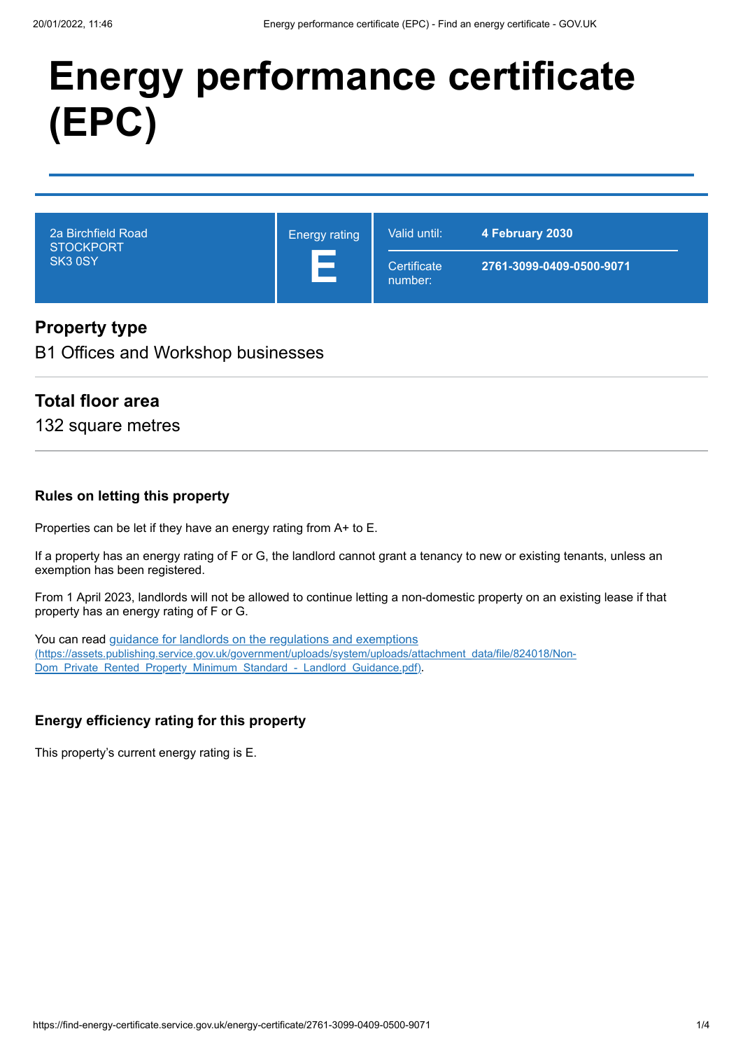# Energy performance certificate (EPC)

| 2a Birchfield Road<br>STOCKPORT<br>SK3 0SY | Energy rating<br>**E** | Valid until: **4 February 2030**<br>Certificate number: **2761-3099-0409-0500-9071** |
|---|---|---|

## Property type

B1 Offices and Workshop businesses

## Total floor area

132 square metres

### Rules on letting this property

Properties can be let if they have an energy rating from A+ to E.

If a property has an energy rating of F or G, the landlord cannot grant a tenancy to new or existing tenants, unless an exemption has been registered.

From 1 April 2023, landlords will not be allowed to continue letting a non-domestic property on an existing lease if that property has an energy rating of F or G.

You can read [guidance for landlords on the regulations and exemptions (https://assets.publishing.service.gov.uk/government/uploads/system/uploads/attachment_data/file/824018/Non-Dom_Private_Rented_Property_Minimum_Standard_-_Landlord_Guidance.pdf)](https://assets.publishing.service.gov.uk/government/uploads/system/uploads/attachment_data/file/824018/Non-Dom_Private_Rented_Property_Minimum_Standard_-_Landlord_Guidance.pdf).

### Energy efficiency rating for this property

This property's current energy rating is E.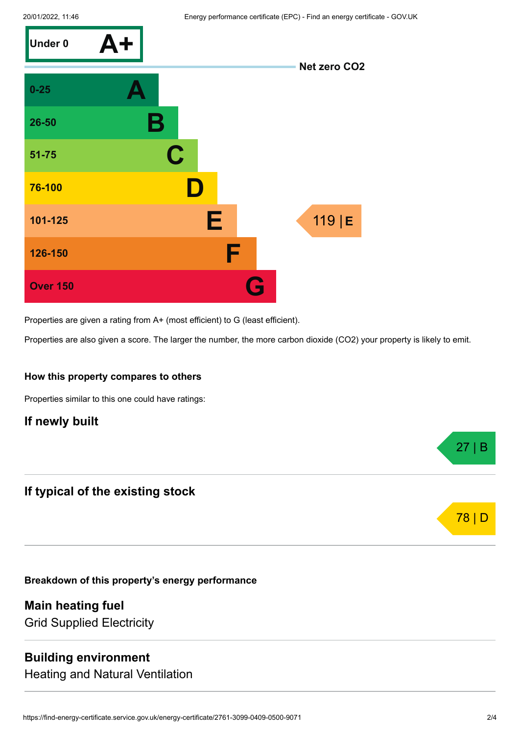| Score | Rating |
|---|---|
| Under 0 | A+ |
| 0-25 | A |
| 26-50 | B |
| 51-75 | C |
| 76-100 | D |
| 101-125 | E |
| 126-150 | F |
| Over 150 | G |

Net zero $CO_2$

This property: 119 | E

Properties are given a rating from A+ (most efficient) to G (least efficient).

Properties are also given a score. The larger the number, the more carbon dioxide ($CO_2$) your property is likely to emit.

**How this property compares to others**

Properties similar to this one could have ratings:

## If newly built

27 | B

## If typical of the existing stock

78 | D

**Breakdown of this property's energy performance**

## Main heating fuel

Grid Supplied Electricity

## Building environment

Heating and Natural Ventilation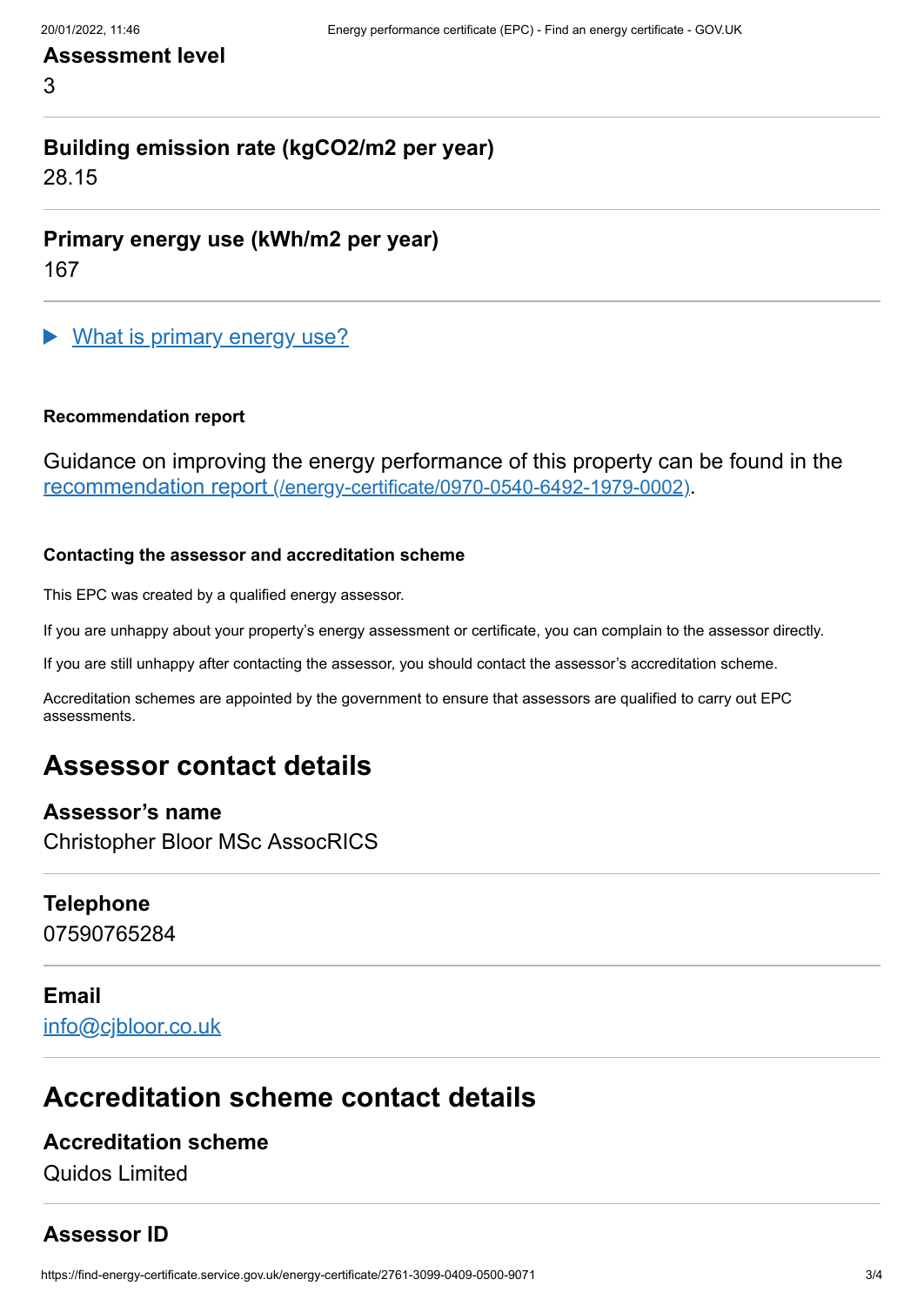**Assessment level**

3

**Building emission rate (kgCO2/m2 per year)**

28.15

**Primary energy use (kWh/m2 per year)**

167

▶ What is primary energy use?

#### Recommendation report

Guidance on improving the energy performance of this property can be found in the [recommendation report (/energy-certificate/0970-0540-6492-1979-0002)](/energy-certificate/0970-0540-6492-1979-0002).

#### Contacting the assessor and accreditation scheme

This EPC was created by a qualified energy assessor.

If you are unhappy about your property's energy assessment or certificate, you can complain to the assessor directly.

If you are still unhappy after contacting the assessor, you should contact the assessor's accreditation scheme.

Accreditation schemes are appointed by the government to ensure that assessors are qualified to carry out EPC assessments.

## Assessor contact details

**Assessor's name**

Christopher Bloor MSc AssocRICS

**Telephone**

07590765284

**Email**

info@cjbloor.co.uk

## Accreditation scheme contact details

**Accreditation scheme**

Quidos Limited

**Assessor ID**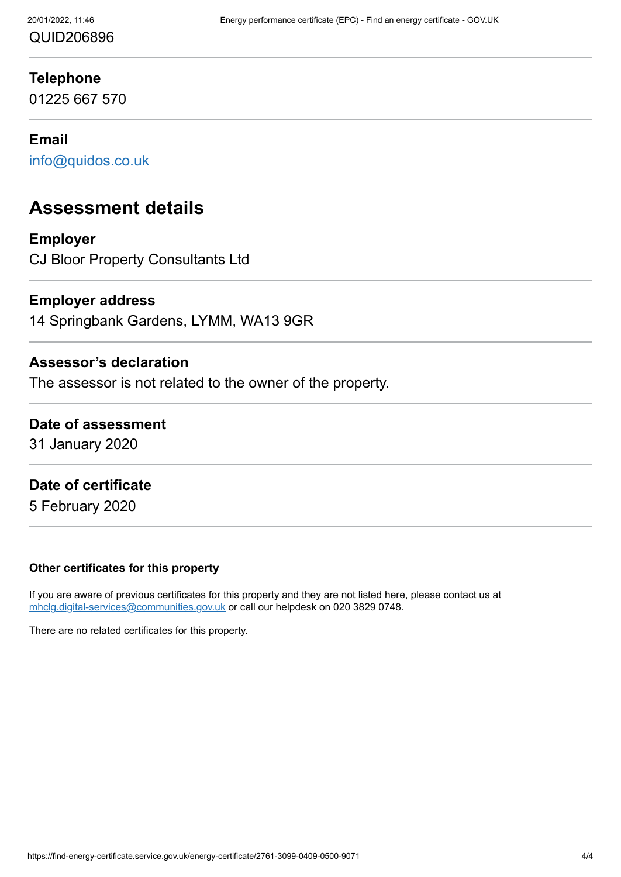QUID206896

**Telephone**

01225 667 570

**Email**

info@quidos.co.uk

## Assessment details

**Employer**

CJ Bloor Property Consultants Ltd

**Employer address**

14 Springbank Gardens, LYMM, WA13 9GR

**Assessor's declaration**

The assessor is not related to the owner of the property.

**Date of assessment**

31 January 2020

**Date of certificate**

5 February 2020

#### Other certificates for this property

If you are aware of previous certificates for this property and they are not listed here, please contact us at mhclg.digital-services@communities.gov.uk or call our helpdesk on 020 3829 0748.

There are no related certificates for this property.